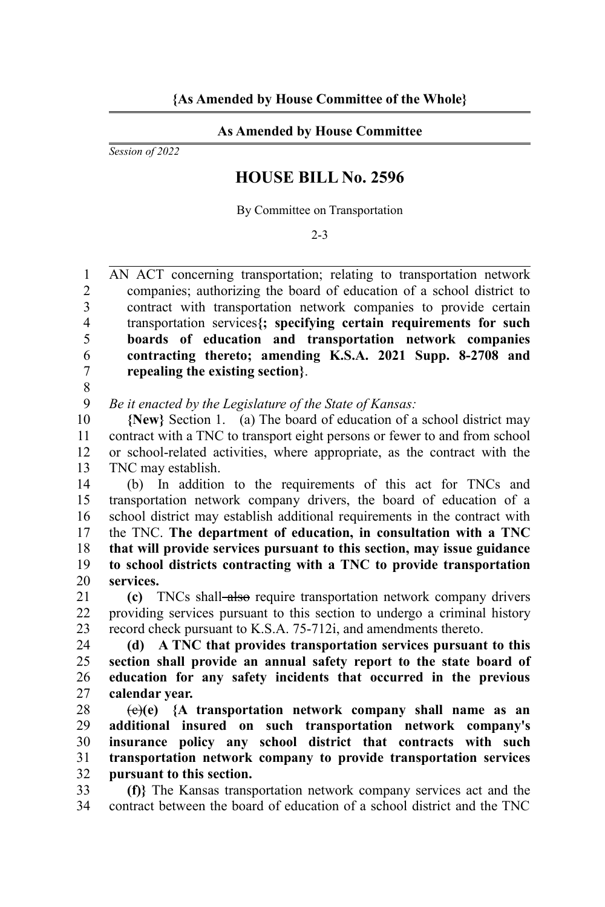**{As Amended by House Committee of the Whole}**

**As Amended by House Committee**

*Session of 2022*

# HOUSE BILL No. 2596

By Committee on Transportation

2-3

AN ACT concerning transportation; relating to transportation network companies; authorizing the board of education of a school district to contract with transportation network companies to provide certain transportation services**{; specifying certain requirements for such boards of education and transportation network companies contracting thereto; amending K.S.A. 2021 Supp. 8-2708 and repealing the existing section}**.

*Be it enacted by the Legislature of the State of Kansas:*

**{New}** Section 1. (a) The board of education of a school district may contract with a TNC to transport eight persons or fewer to and from school or school-related activities, where appropriate, as the contract with the TNC may establish.

(b) In addition to the requirements of this act for TNCs and transportation network company drivers, the board of education of a school district may establish additional requirements in the contract with the TNC. **The department of education, in consultation with a TNC that will provide services pursuant to this section, may issue guidance to school districts contracting with a TNC to provide transportation services.**

**(c)** TNCs shall ~~also~~ require transportation network company drivers providing services pursuant to this section to undergo a criminal history record check pursuant to K.S.A. 75-712i, and amendments thereto.

**(d) A TNC that provides transportation services pursuant to this section shall provide an annual safety report to the state board of education for any safety incidents that occurred in the previous calendar year.**

~~(c)~~**(e) {A transportation network company shall name as an additional insured on such transportation network company's insurance policy any school district that contracts with such transportation network company to provide transportation services pursuant to this section.**

**(f)}** The Kansas transportation network company services act and the contract between the board of education of a school district and the TNC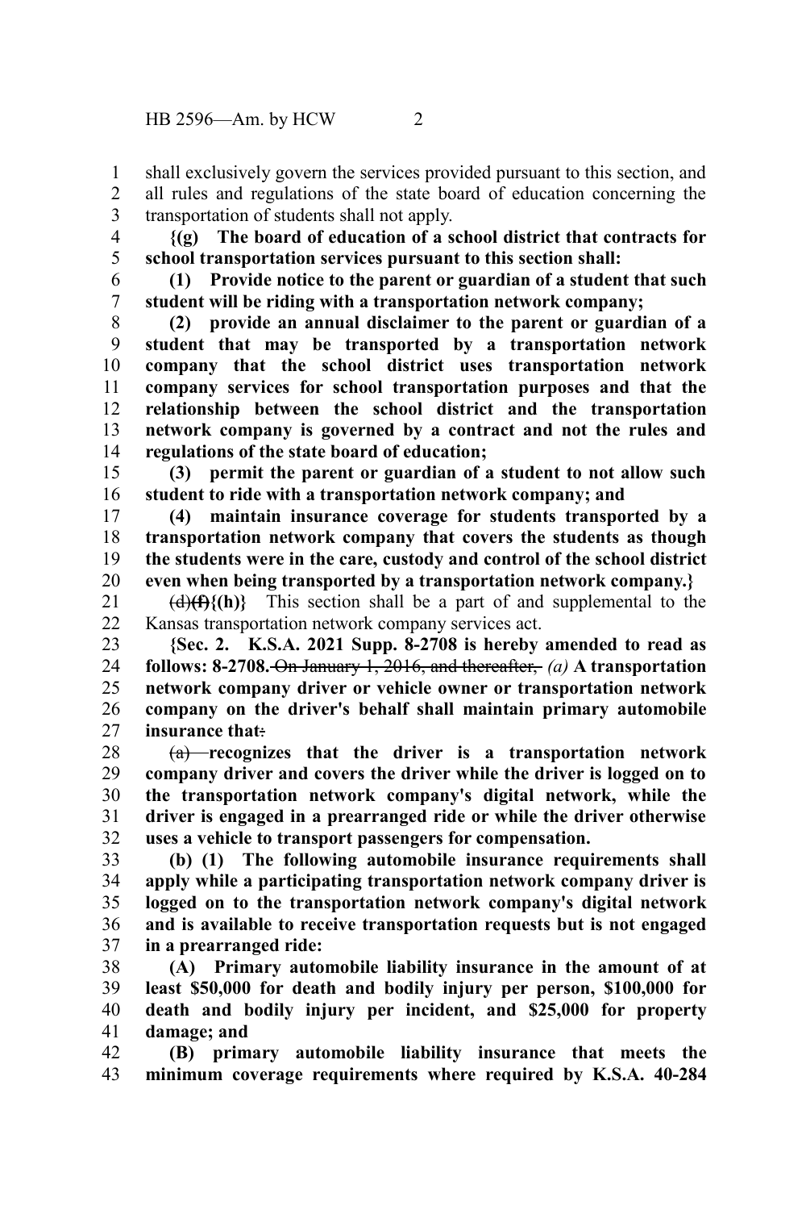shall exclusively govern the services provided pursuant to this section, and all rules and regulations of the state board of education concerning the transportation of students shall not apply.

**{(g) The board of education of a school district that contracts for school transportation services pursuant to this section shall:**

**(1) Provide notice to the parent or guardian of a student that such student will be riding with a transportation network company;**

**(2) provide an annual disclaimer to the parent or guardian of a student that may be transported by a transportation network company that the school district uses transportation network company services for school transportation purposes and that the relationship between the school district and the transportation network company is governed by a contract and not the rules and regulations of the state board of education;**

**(3) permit the parent or guardian of a student to not allow such student to ride with a transportation network company; and**

**(4) maintain insurance coverage for students transported by a transportation network company that covers the students as though the students were in the care, custody and control of the school district even when being transported by a transportation network company.}**

~~(d)~~**(f)**{**(h)**} This section shall be a part of and supplemental to the Kansas transportation network company services act.

**{Sec. 2. K.S.A. 2021 Supp. 8-2708 is hereby amended to read as follows: 8-2708.** ~~On January 1, 2016, and thereafter,~~ *(a)* **A transportation network company driver or vehicle owner or transportation network company on the driver's behalf shall maintain primary automobile insurance that**~~:~~

~~(a)~~ **recognizes that the driver is a transportation network company driver and covers the driver while the driver is logged on to the transportation network company's digital network, while the driver is engaged in a prearranged ride or while the driver otherwise uses a vehicle to transport passengers for compensation.**

**(b) (1) The following automobile insurance requirements shall apply while a participating transportation network company driver is logged on to the transportation network company's digital network and is available to receive transportation requests but is not engaged in a prearranged ride:**

**(A) Primary automobile liability insurance in the amount of at least \$50,000 for death and bodily injury per person, \$100,000 for death and bodily injury per incident, and \$25,000 for property damage; and**

**(B) primary automobile liability insurance that meets the minimum coverage requirements where required by K.S.A. 40-284**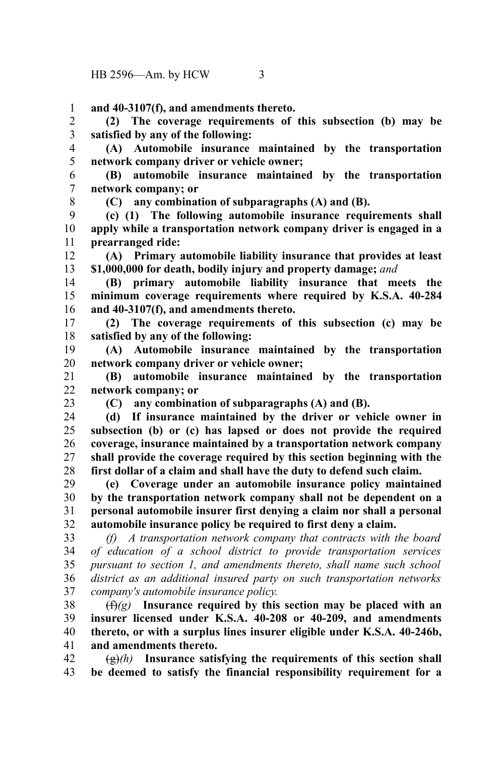**and 40-3107(f), and amendments thereto.**

**(2) The coverage requirements of this subsection (b) may be satisfied by any of the following:**

**(A) Automobile insurance maintained by the transportation network company driver or vehicle owner;**

**(B) automobile insurance maintained by the transportation network company; or**

**(C) any combination of subparagraphs (A) and (B).**

**(c) (1) The following automobile insurance requirements shall apply while a transportation network company driver is engaged in a prearranged ride:**

**(A) Primary automobile liability insurance that provides at least $1,000,000 for death, bodily injury and property damage;** *and*

**(B) primary automobile liability insurance that meets the minimum coverage requirements where required by K.S.A. 40-284 and 40-3107(f), and amendments thereto.**

**(2) The coverage requirements of this subsection (c) may be satisfied by any of the following:**

**(A) Automobile insurance maintained by the transportation network company driver or vehicle owner;**

**(B) automobile insurance maintained by the transportation network company; or**

**(C) any combination of subparagraphs (A) and (B).**

**(d) If insurance maintained by the driver or vehicle owner in subsection (b) or (c) has lapsed or does not provide the required coverage, insurance maintained by a transportation network company shall provide the coverage required by this section beginning with the first dollar of a claim and shall have the duty to defend such claim.**

**(e) Coverage under an automobile insurance policy maintained by the transportation network company shall not be dependent on a personal automobile insurer first denying a claim nor shall a personal automobile insurance policy be required to first deny a claim.**

*(f) A transportation network company that contracts with the board of education of a school district to provide transportation services pursuant to section 1, and amendments thereto, shall name such school district as an additional insured party on such transportation networks company's automobile insurance policy.*

~~(f)~~*(g)* **Insurance required by this section may be placed with an insurer licensed under K.S.A. 40-208 or 40-209, and amendments thereto, or with a surplus lines insurer eligible under K.S.A. 40-246b, and amendments thereto.**

~~(g)~~*(h)* **Insurance satisfying the requirements of this section shall be deemed to satisfy the financial responsibility requirement for a**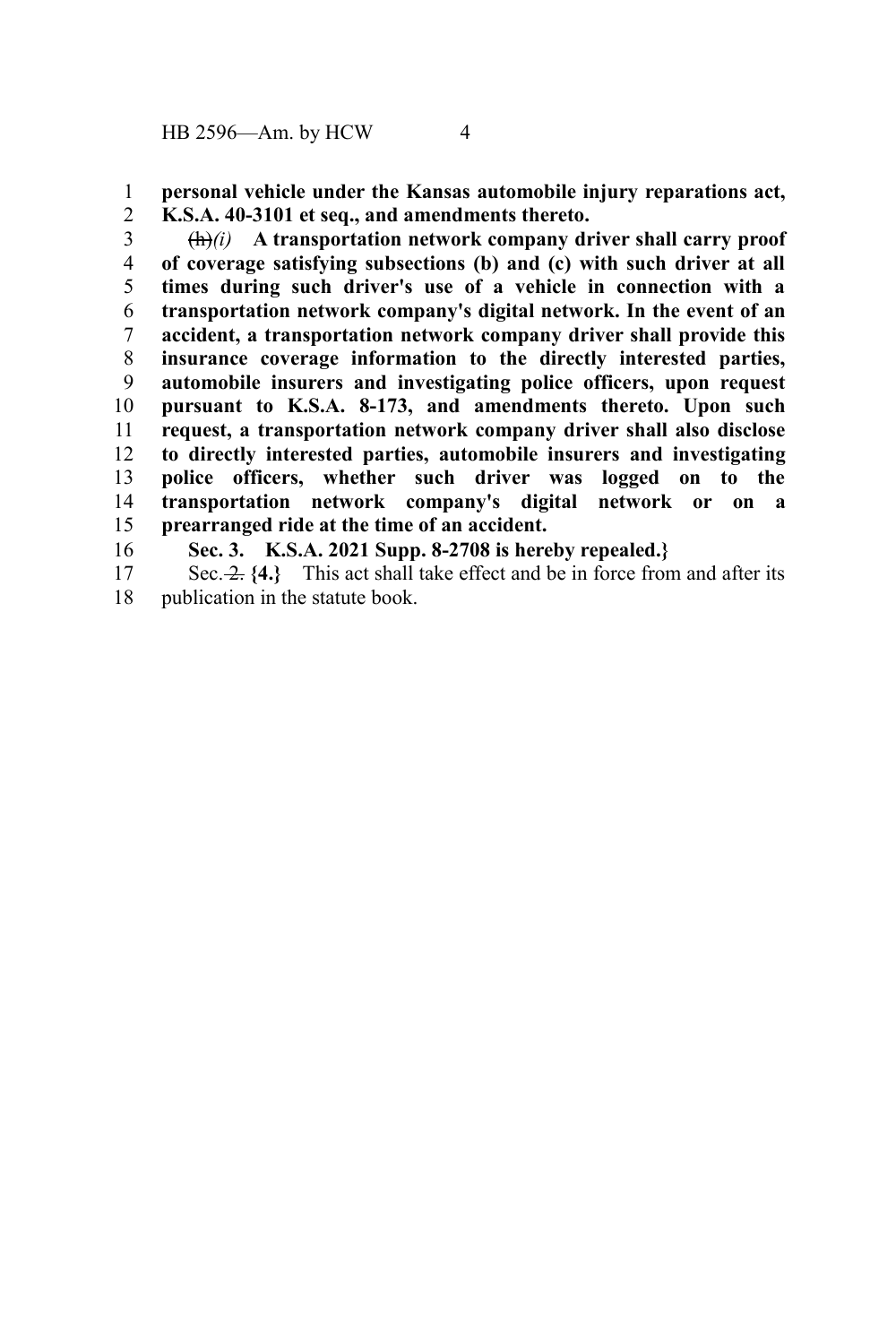**personal vehicle under the Kansas automobile injury reparations act, K.S.A. 40-3101 et seq., and amendments thereto.**

~~(h)~~*(i)* **A transportation network company driver shall carry proof of coverage satisfying subsections (b) and (c) with such driver at all times during such driver's use of a vehicle in connection with a transportation network company's digital network. In the event of an accident, a transportation network company driver shall provide this insurance coverage information to the directly interested parties, automobile insurers and investigating police officers, upon request pursuant to K.S.A. 8-173, and amendments thereto. Upon such request, a transportation network company driver shall also disclose to directly interested parties, automobile insurers and investigating police officers, whether such driver was logged on to the transportation network company's digital network or on a prearranged ride at the time of an accident.**

**Sec. 3. K.S.A. 2021 Supp. 8-2708 is hereby repealed.}**

Sec. ~~2.~~ **{4.}** This act shall take effect and be in force from and after its publication in the statute book.